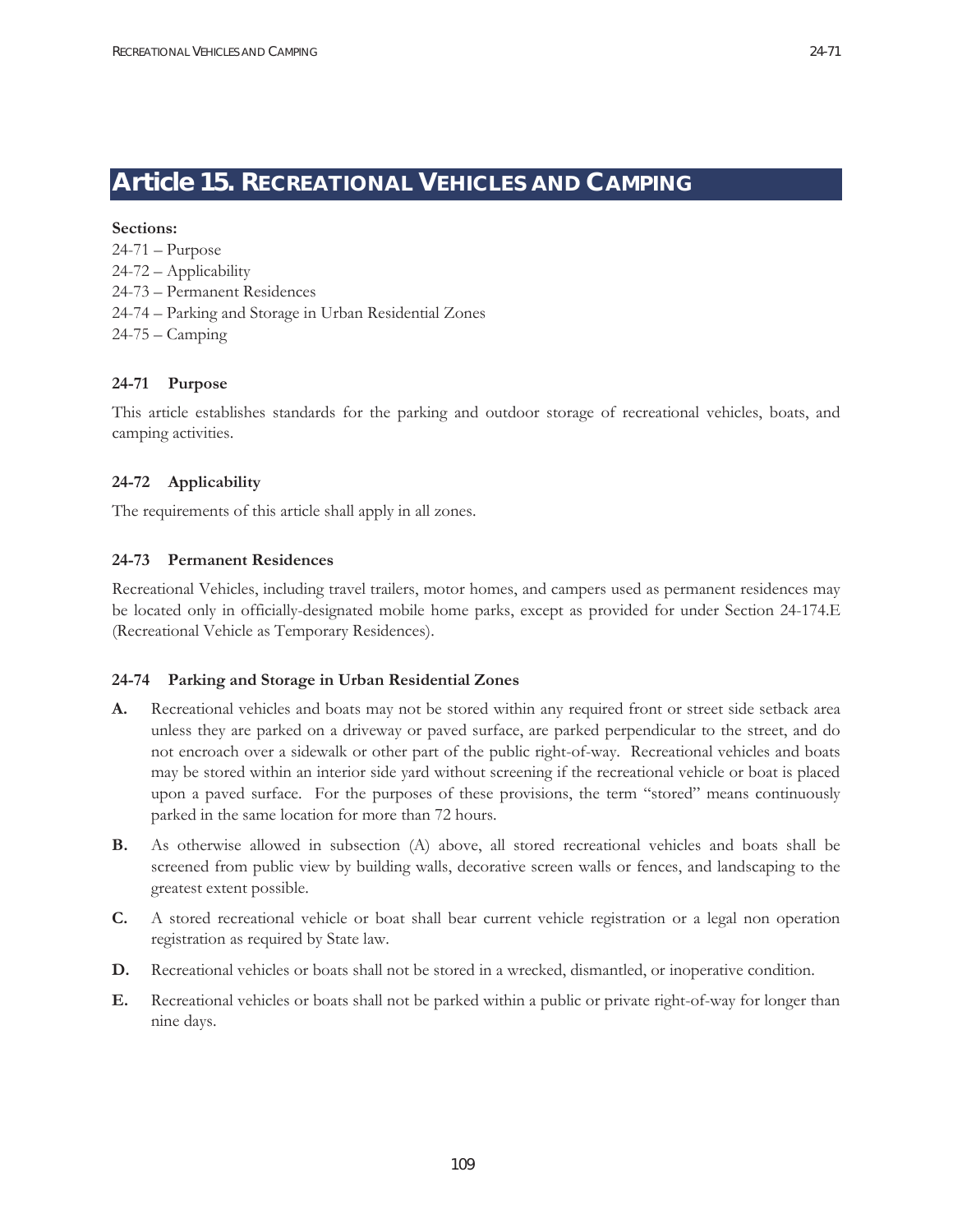# Article 15. Recreational Vehicles and Camping

**Sections:**

24-71 – Purpose
24-72 – Applicability
24-73 – Permanent Residences
24-74 – Parking and Storage in Urban Residential Zones
24-75 – Camping

### 24-71 Purpose

This article establishes standards for the parking and outdoor storage of recreational vehicles, boats, and camping activities.

### 24-72 Applicability

The requirements of this article shall apply in all zones.

### 24-73 Permanent Residences

Recreational Vehicles, including travel trailers, motor homes, and campers used as permanent residences may be located only in officially-designated mobile home parks, except as provided for under Section 24-174.E (Recreational Vehicle as Temporary Residences).

### 24-74 Parking and Storage in Urban Residential Zones

**A.** Recreational vehicles and boats may not be stored within any required front or street side setback area unless they are parked on a driveway or paved surface, are parked perpendicular to the street, and do not encroach over a sidewalk or other part of the public right-of-way. Recreational vehicles and boats may be stored within an interior side yard without screening if the recreational vehicle or boat is placed upon a paved surface. For the purposes of these provisions, the term "stored" means continuously parked in the same location for more than 72 hours.

**B.** As otherwise allowed in subsection (A) above, all stored recreational vehicles and boats shall be screened from public view by building walls, decorative screen walls or fences, and landscaping to the greatest extent possible.

**C.** A stored recreational vehicle or boat shall bear current vehicle registration or a legal non operation registration as required by State law.

**D.** Recreational vehicles or boats shall not be stored in a wrecked, dismantled, or inoperative condition.

**E.** Recreational vehicles or boats shall not be parked within a public or private right-of-way for longer than nine days.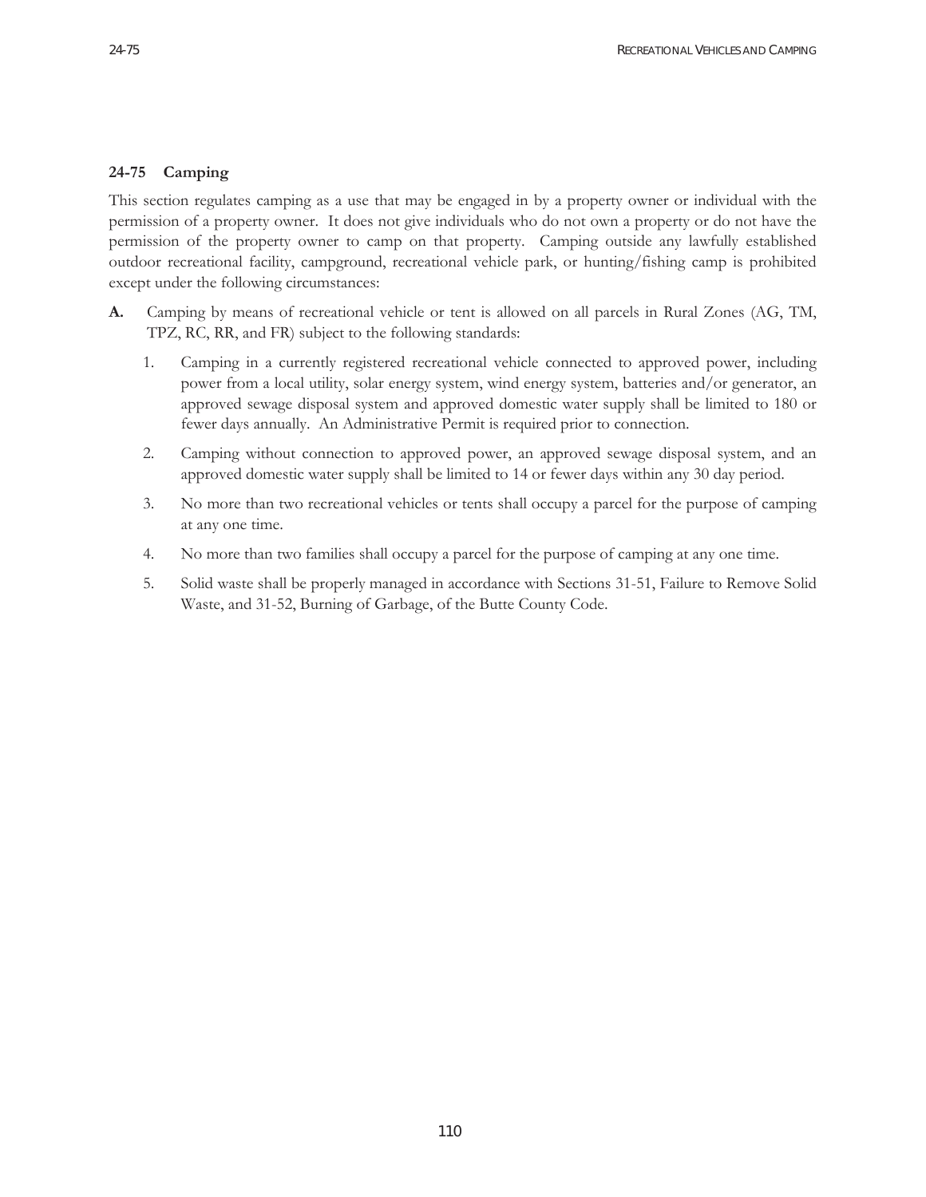### 24-75 Camping

This section regulates camping as a use that may be engaged in by a property owner or individual with the permission of a property owner. It does not give individuals who do not own a property or do not have the permission of the property owner to camp on that property. Camping outside any lawfully established outdoor recreational facility, campground, recreational vehicle park, or hunting/fishing camp is prohibited except under the following circumstances:

**A.** Camping by means of recreational vehicle or tent is allowed on all parcels in Rural Zones (AG, TM, TPZ, RC, RR, and FR) subject to the following standards:

1. Camping in a currently registered recreational vehicle connected to approved power, including power from a local utility, solar energy system, wind energy system, batteries and/or generator, an approved sewage disposal system and approved domestic water supply shall be limited to 180 or fewer days annually. An Administrative Permit is required prior to connection.
2. Camping without connection to approved power, an approved sewage disposal system, and an approved domestic water supply shall be limited to 14 or fewer days within any 30 day period.
3. No more than two recreational vehicles or tents shall occupy a parcel for the purpose of camping at any one time.
4. No more than two families shall occupy a parcel for the purpose of camping at any one time.
5. Solid waste shall be properly managed in accordance with Sections 31-51, Failure to Remove Solid Waste, and 31-52, Burning of Garbage, of the Butte County Code.